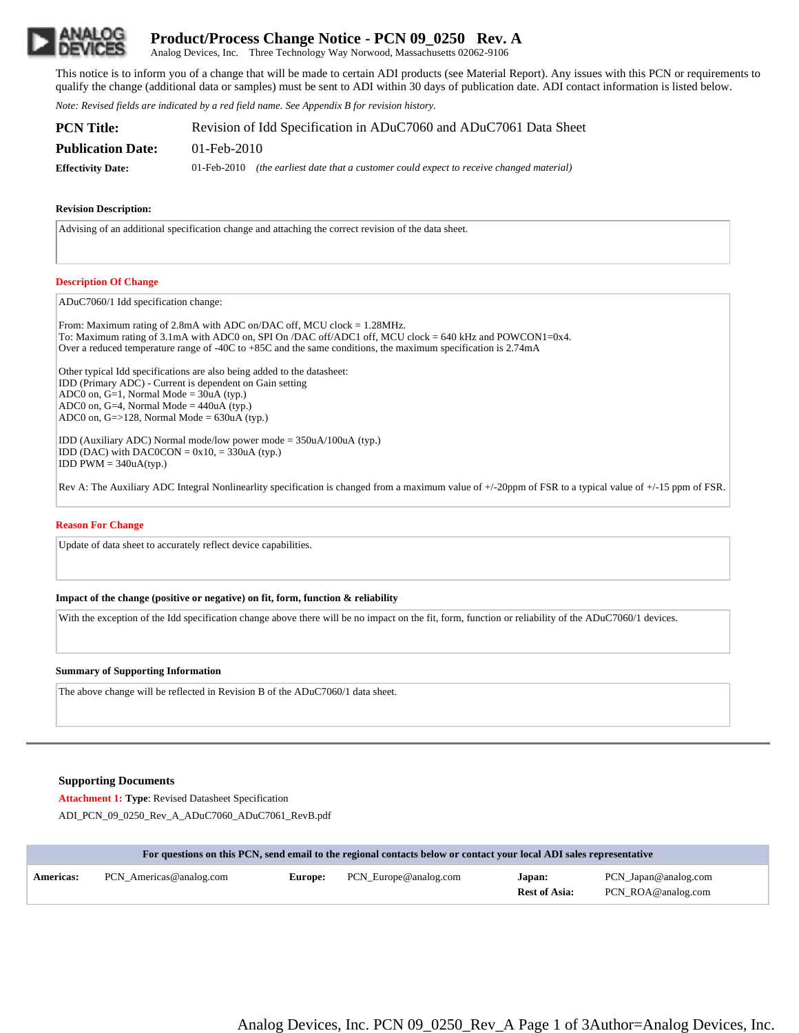# Product/Process Change Notice - PCN 09_0250 Rev. A

Analog Devices, Inc. Three Technology Way Norwood, Massachusetts 02062-9106

This notice is to inform you of a change that will be made to certain ADI products (see Material Report). Any issues with this PCN or requirements to qualify the change (additional data or samples) must be sent to ADI within 30 days of publication date. ADI contact information is listed below.

*Note: Revised fields are indicated by a red field name. See Appendix B for revision history.*

**PCN Title:** Revision of Idd Specification in ADuC7060 and ADuC7061 Data Sheet

**Publication Date:** 01-Feb-2010

**Effectivity Date:** 01-Feb-2010 *(the earliest date that a customer could expect to receive changed material)*

**Revision Description:**

Advising of an additional specification change and attaching the correct revision of the data sheet.

**Description Of Change**

ADuC7060/1 Idd specification change:

From: Maximum rating of 2.8mA with ADC on/DAC off, MCU clock = 1.28MHz.
To: Maximum rating of 3.1mA with ADC0 on, SPI On /DAC off/ADC1 off, MCU clock = 640 kHz and POWCON1=0x4.
Over a reduced temperature range of -40C to +85C and the same conditions, the maximum specification is 2.74mA

Other typical Idd specifications are also being added to the datasheet:
IDD (Primary ADC) - Current is dependent on Gain setting
ADC0 on, G=1, Normal Mode = 30uA (typ.)
ADC0 on, G=4, Normal Mode = 440uA (typ.)
ADC0 on, G=>128, Normal Mode = 630uA (typ.)

IDD (Auxiliary ADC) Normal mode/low power mode = 350uA/100uA (typ.)
IDD (DAC) with DAC0CON = 0x10, = 330uA (typ.)
IDD PWM = 340uA(typ.)

Rev A: The Auxiliary ADC Integral Nonlinearity specification is changed from a maximum value of +/-20ppm of FSR to a typical value of +/-15 ppm of FSR.

**Reason For Change**

Update of data sheet to accurately reflect device capabilities.

**Impact of the change (positive or negative) on fit, form, function & reliability**

With the exception of the Idd specification change above there will be no impact on the fit, form, function or reliability of the ADuC7060/1 devices.

**Summary of Supporting Information**

The above change will be reflected in Revision B of the ADuC7060/1 data sheet.

**Supporting Documents**

**Attachment 1: Type**: Revised Datasheet Specification
ADI_PCN_09_0250_Rev_A_ADuC7060_ADuC7061_RevB.pdf

| For questions on this PCN, send email to the regional contacts below or contact your local ADI sales representative | | | | | |
|---|---|---|---|---|---|
| **Americas:** | PCN_Americas@analog.com | **Europe:** | PCN_Europe@analog.com | **Japan:** | PCN_Japan@analog.com |
| | | | | **Rest of Asia:** | PCN_ROA@analog.com |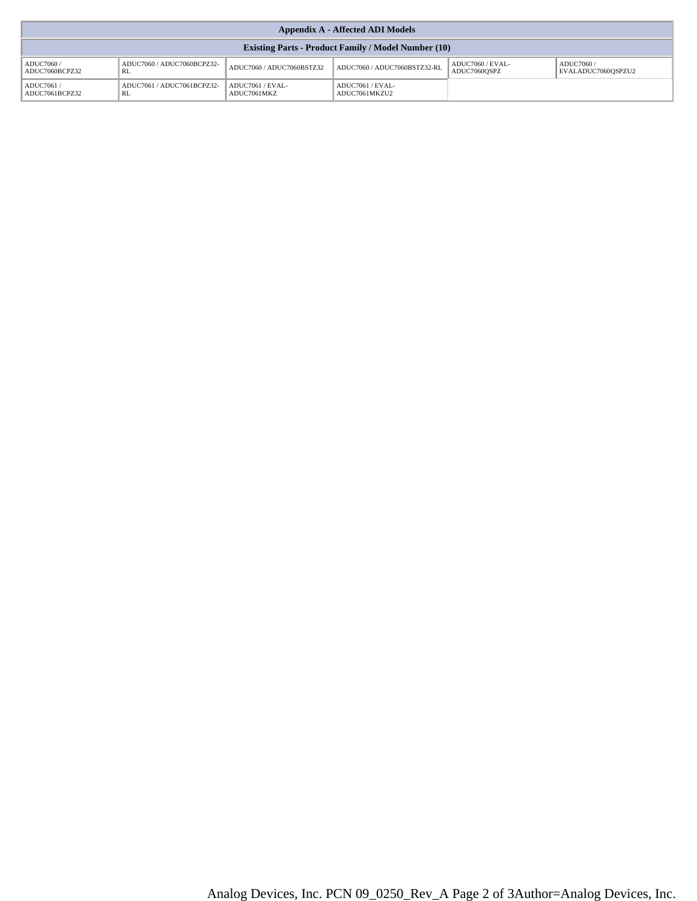| Appendix A - Affected ADI Models | | | | | |
|---|---|---|---|---|---|
| **Existing Parts - Product Family / Model Number (10)** | | | | | |
| ADUC7060 / ADUC7060BCPZ32 | ADUC7060 / ADUC7060BCPZ32-RL | ADUC7060 / ADUC7060BSTZ32 | ADUC7060 / ADUC7060BSTZ32-RL | ADUC7060 / EVAL-ADUC7060QSPZ | ADUC7060 / EVALADUC7060QSPZU2 |
| ADUC7061 / ADUC7061BCPZ32 | ADUC7061 / ADUC7061BCPZ32-RL | ADUC7061 / EVAL-ADUC7061MKZ | ADUC7061 / EVAL-ADUC7061MKZU2 | | |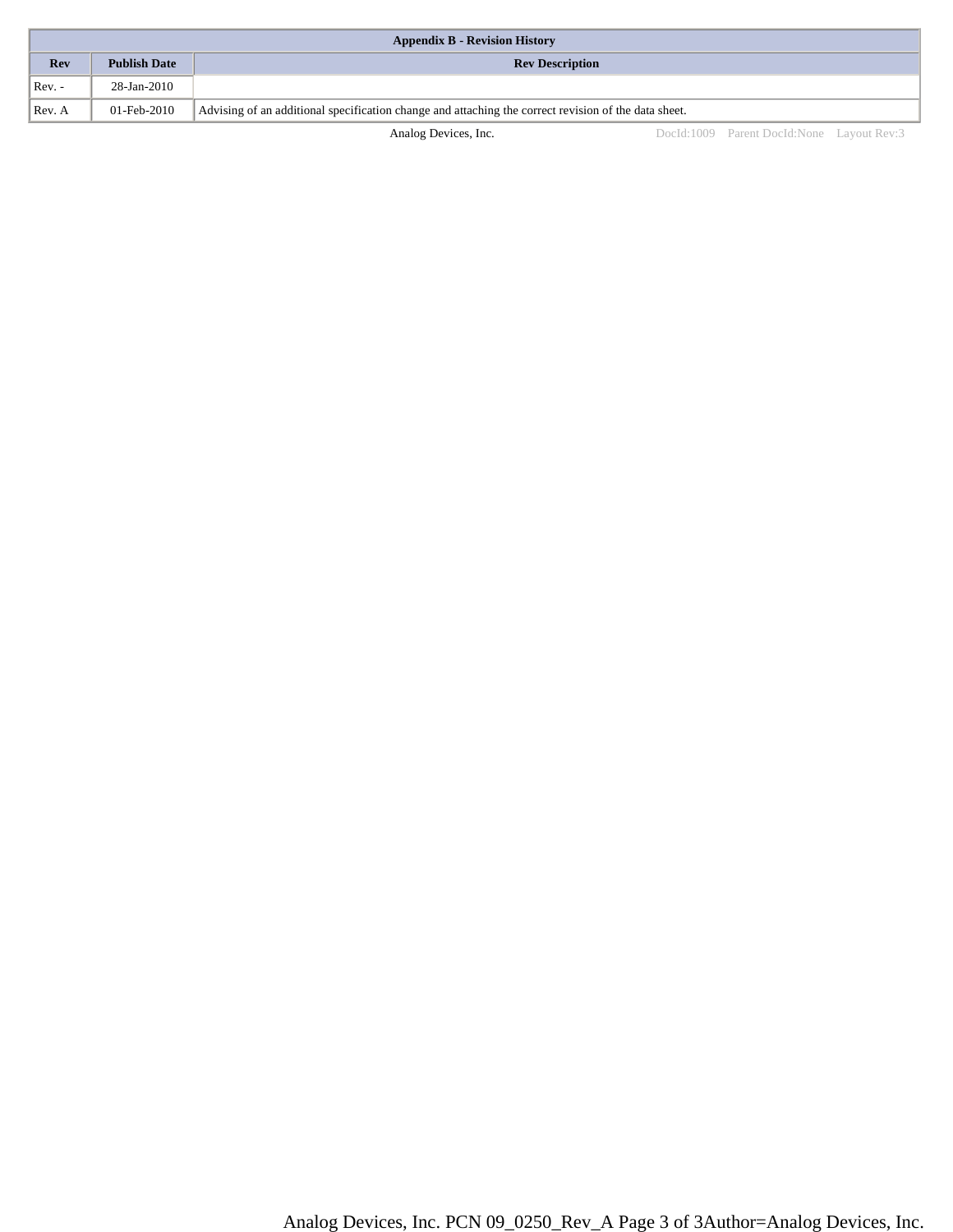| Appendix B - Revision History | | |
|---|---|---|
| **Rev** | **Publish Date** | **Rev Description** |
| Rev. - | 28-Jan-2010 | |
| Rev. A | 01-Feb-2010 | Advising of an additional specification change and attaching the correct revision of the data sheet. |

Analog Devices, Inc. DocId:1009 Parent DocId:None Layout Rev:3